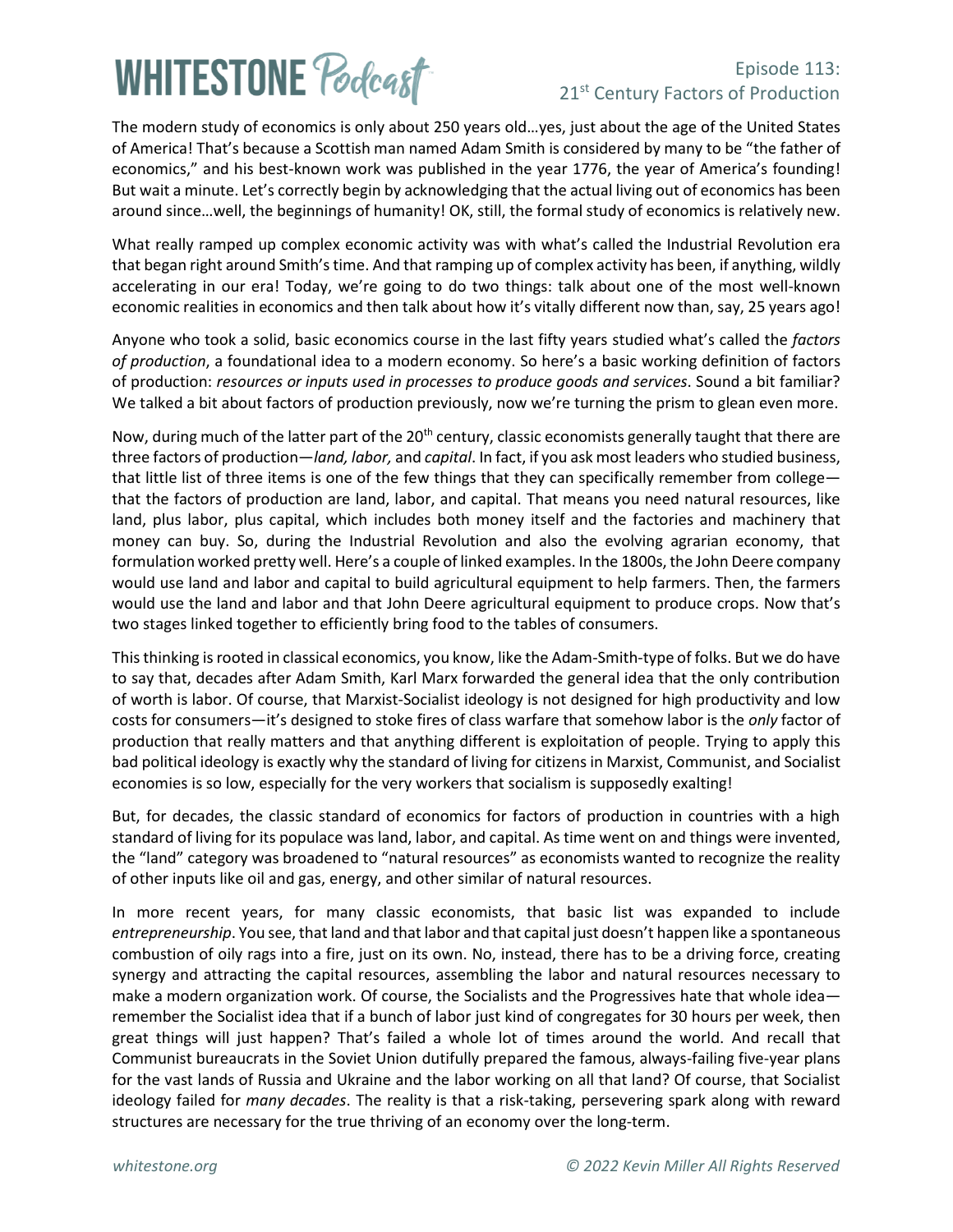# Episode 113: 21st Century Factors of Production

The modern study of economics is only about 250 years old…yes, just about the age of the United States of America! That's because a Scottish man named Adam Smith is considered by many to be "the father of economics," and his best-known work was published in the year 1776, the year of America's founding! But wait a minute. Let's correctly begin by acknowledging that the actual living out of economics has been around since…well, the beginnings of humanity! OK, still, the formal study of economics is relatively new.

What really ramped up complex economic activity was with what's called the Industrial Revolution era that began right around Smith's time. And that ramping up of complex activity has been, if anything, wildly accelerating in our era! Today, we're going to do two things: talk about one of the most well-known economic realities in economics and then talk about how it's vitally different now than, say, 25 years ago!

Anyone who took a solid, basic economics course in the last fifty years studied what's called the *factors of production*, a foundational idea to a modern economy. So here's a basic working definition of factors of production: *resources or inputs used in processes to produce goods and services*. Sound a bit familiar? We talked a bit about factors of production previously, now we're turning the prism to glean even more.

Now, during much of the latter part of the 20th century, classic economists generally taught that there are three factors of production—*land, labor,* and *capital*. In fact, if you ask most leaders who studied business, that little list of three items is one of the few things that they can specifically remember from college—that the factors of production are land, labor, and capital. That means you need natural resources, like land, plus labor, plus capital, which includes both money itself and the factories and machinery that money can buy. So, during the Industrial Revolution and also the evolving agrarian economy, that formulation worked pretty well. Here's a couple of linked examples. In the 1800s, the John Deere company would use land and labor and capital to build agricultural equipment to help farmers. Then, the farmers would use the land and labor and that John Deere agricultural equipment to produce crops. Now that's two stages linked together to efficiently bring food to the tables of consumers.

This thinking is rooted in classical economics, you know, like the Adam-Smith-type of folks. But we do have to say that, decades after Adam Smith, Karl Marx forwarded the general idea that the only contribution of worth is labor. Of course, that Marxist-Socialist ideology is not designed for high productivity and low costs for consumers—it's designed to stoke fires of class warfare that somehow labor is the *only* factor of production that really matters and that anything different is exploitation of people. Trying to apply this bad political ideology is exactly why the standard of living for citizens in Marxist, Communist, and Socialist economies is so low, especially for the very workers that socialism is supposedly exalting!

But, for decades, the classic standard of economics for factors of production in countries with a high standard of living for its populace was land, labor, and capital. As time went on and things were invented, the "land" category was broadened to "natural resources" as economists wanted to recognize the reality of other inputs like oil and gas, energy, and other similar of natural resources.

In more recent years, for many classic economists, that basic list was expanded to include *entrepreneurship*. You see, that land and that labor and that capital just doesn't happen like a spontaneous combustion of oily rags into a fire, just on its own. No, instead, there has to be a driving force, creating synergy and attracting the capital resources, assembling the labor and natural resources necessary to make a modern organization work. Of course, the Socialists and the Progressives hate that whole idea—remember the Socialist idea that if a bunch of labor just kind of congregates for 30 hours per week, then great things will just happen? That's failed a whole lot of times around the world. And recall that Communist bureaucrats in the Soviet Union dutifully prepared the famous, always-failing five-year plans for the vast lands of Russia and Ukraine and the labor working on all that land? Of course, that Socialist ideology failed for *many decades*. The reality is that a risk-taking, persevering spark along with reward structures are necessary for the true thriving of an economy over the long-term.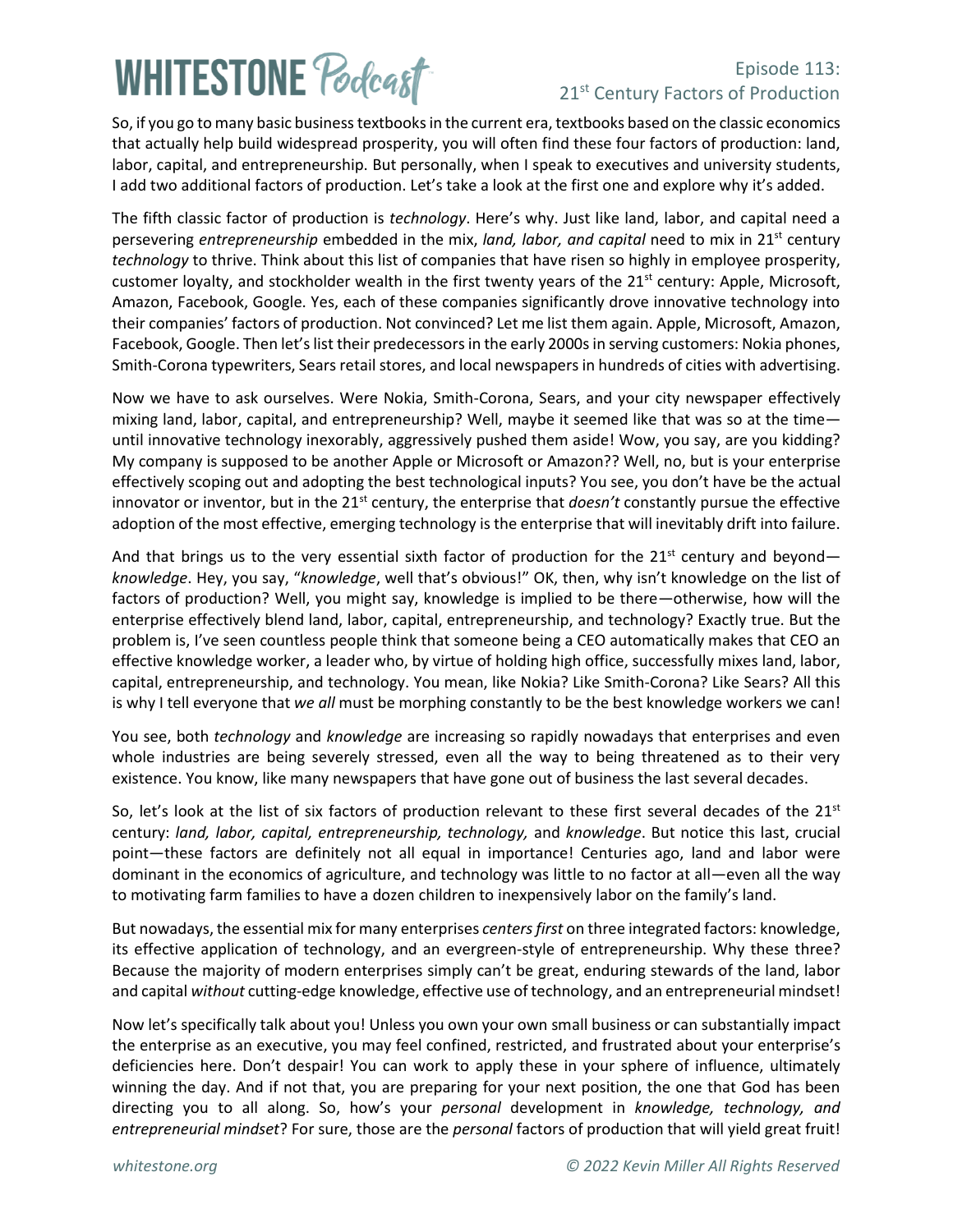So, if you go to many basic business textbooks in the current era, textbooks based on the classic economics that actually help build widespread prosperity, you will often find these four factors of production: land, labor, capital, and entrepreneurship. But personally, when I speak to executives and university students, I add two additional factors of production. Let's take a look at the first one and explore why it's added.

The fifth classic factor of production is *technology*. Here's why. Just like land, labor, and capital need a persevering *entrepreneurship* embedded in the mix, *land, labor, and capital* need to mix in 21st century *technology* to thrive. Think about this list of companies that have risen so highly in employee prosperity, customer loyalty, and stockholder wealth in the first twenty years of the 21st century: Apple, Microsoft, Amazon, Facebook, Google. Yes, each of these companies significantly drove innovative technology into their companies' factors of production. Not convinced? Let me list them again. Apple, Microsoft, Amazon, Facebook, Google. Then let's list their predecessors in the early 2000s in serving customers: Nokia phones, Smith-Corona typewriters, Sears retail stores, and local newspapers in hundreds of cities with advertising.

Now we have to ask ourselves. Were Nokia, Smith-Corona, Sears, and your city newspaper effectively mixing land, labor, capital, and entrepreneurship? Well, maybe it seemed like that was so at the time—until innovative technology inexorably, aggressively pushed them aside! Wow, you say, are you kidding? My company is supposed to be another Apple or Microsoft or Amazon?? Well, no, but is your enterprise effectively scoping out and adopting the best technological inputs? You see, you don't have be the actual innovator or inventor, but in the 21st century, the enterprise that *doesn't* constantly pursue the effective adoption of the most effective, emerging technology is the enterprise that will inevitably drift into failure.

And that brings us to the very essential sixth factor of production for the 21st century and beyond—*knowledge*. Hey, you say, "*knowledge*, well that's obvious!" OK, then, why isn't knowledge on the list of factors of production? Well, you might say, knowledge is implied to be there—otherwise, how will the enterprise effectively blend land, labor, capital, entrepreneurship, and technology? Exactly true. But the problem is, I've seen countless people think that someone being a CEO automatically makes that CEO an effective knowledge worker, a leader who, by virtue of holding high office, successfully mixes land, labor, capital, entrepreneurship, and technology. You mean, like Nokia? Like Smith-Corona? Like Sears? All this is why I tell everyone that *we all* must be morphing constantly to be the best knowledge workers we can!

You see, both *technology* and *knowledge* are increasing so rapidly nowadays that enterprises and even whole industries are being severely stressed, even all the way to being threatened as to their very existence. You know, like many newspapers that have gone out of business the last several decades.

So, let's look at the list of six factors of production relevant to these first several decades of the 21st century: *land, labor, capital, entrepreneurship, technology,* and *knowledge*. But notice this last, crucial point—these factors are definitely not all equal in importance! Centuries ago, land and labor were dominant in the economics of agriculture, and technology was little to no factor at all—even all the way to motivating farm families to have a dozen children to inexpensively labor on the family's land.

But nowadays, the essential mix for many enterprises *centers first* on three integrated factors: knowledge, its effective application of technology, and an evergreen-style of entrepreneurship. Why these three? Because the majority of modern enterprises simply can't be great, enduring stewards of the land, labor and capital *without* cutting-edge knowledge, effective use of technology, and an entrepreneurial mindset!

Now let's specifically talk about you! Unless you own your own small business or can substantially impact the enterprise as an executive, you may feel confined, restricted, and frustrated about your enterprise's deficiencies here. Don't despair! You can work to apply these in your sphere of influence, ultimately winning the day. And if not that, you are preparing for your next position, the one that God has been directing you to all along. So, how's your *personal* development in *knowledge, technology, and entrepreneurial mindset*? For sure, those are the *personal* factors of production that will yield great fruit!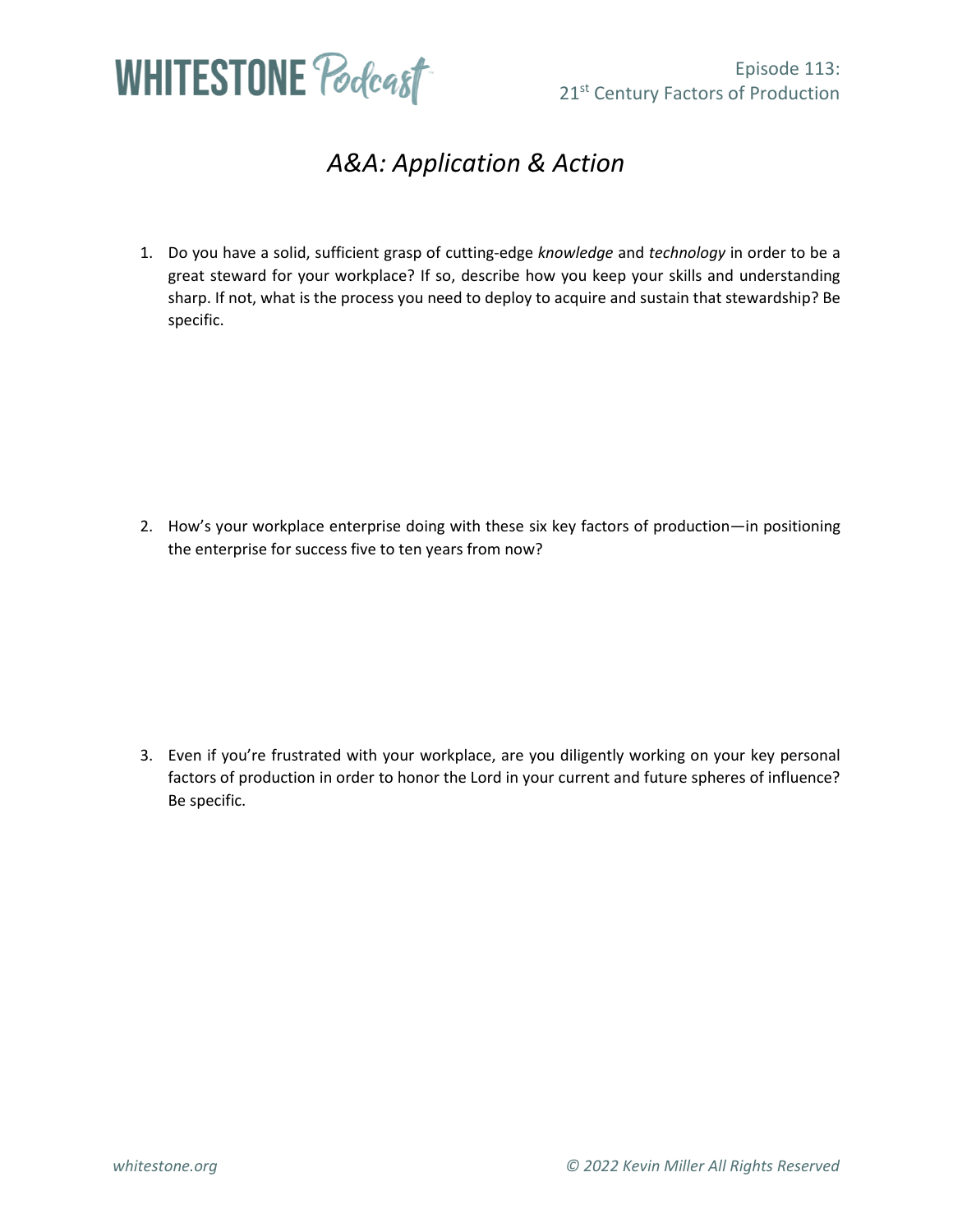# *A&A: Application & Action*

1. Do you have a solid, sufficient grasp of cutting-edge *knowledge* and *technology* in order to be a great steward for your workplace? If so, describe how you keep your skills and understanding sharp. If not, what is the process you need to deploy to acquire and sustain that stewardship? Be specific.

2. How's your workplace enterprise doing with these six key factors of production—in positioning the enterprise for success five to ten years from now?

3. Even if you're frustrated with your workplace, are you diligently working on your key personal factors of production in order to honor the Lord in your current and future spheres of influence? Be specific.